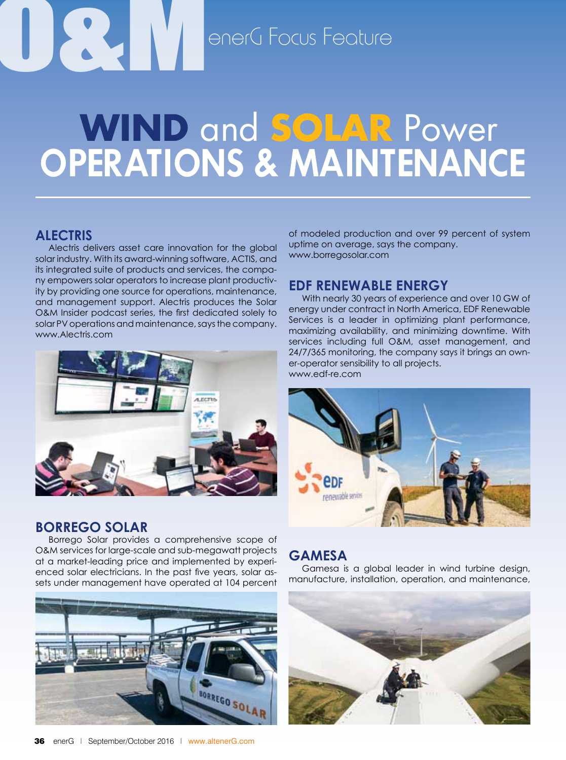O&M enerG Focus Feature

# WIND and SOLAR Power OPERATIONS & MAINTENANCE

## ALECTRIS

Alectris delivers asset care innovation for the global solar industry. With its award-winning software, ACTIS, and its integrated suite of products and services, the company empowers solar operators to increase plant productivity by providing one source for operations, maintenance, and management support. Alectris produces the Solar O&M Insider podcast series, the first dedicated solely to solar PV operations and maintenance, says the company.
www.Alectris.com

## BORREGO SOLAR

Borrego Solar provides a comprehensive scope of O&M services for large-scale and sub-megawatt projects at a market-leading price and implemented by experienced solar electricians. In the past five years, solar assets under management have operated at 104 percent of modeled production and over 99 percent of system uptime on average, says the company.
www.borregosolar.com

## EDF RENEWABLE ENERGY

With nearly 30 years of experience and over 10 GW of energy under contract in North America, EDF Renewable Services is a leader in optimizing plant performance, maximizing availability, and minimizing downtime. With services including full O&M, asset management, and 24/7/365 monitoring, the company says it brings an owner-operator sensibility to all projects.
www.edf-re.com

## GAMESA

Gamesa is a global leader in wind turbine design, manufacture, installation, operation, and maintenance,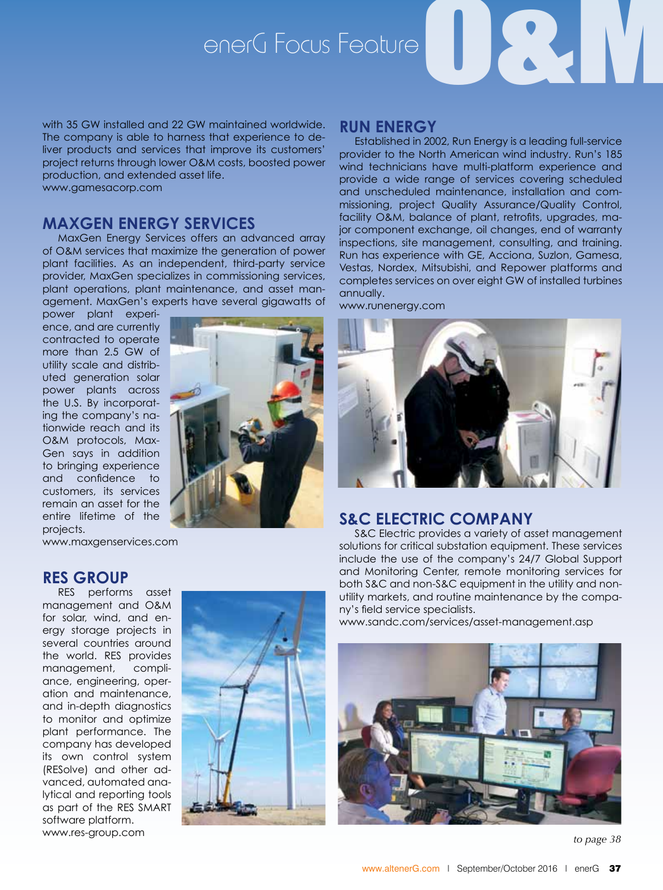with 35 GW installed and 22 GW maintained worldwide. The company is able to harness that experience to deliver products and services that improve its customers' project returns through lower O&M costs, boosted power production, and extended asset life.
www.gamesacorp.com

## MAXGEN ENERGY SERVICES

MaxGen Energy Services offers an advanced array of O&M services that maximize the generation of power plant facilities. As an independent, third-party service provider, MaxGen specializes in commissioning services, plant operations, plant maintenance, and asset management. MaxGen's experts have several gigawatts of power plant experience, and are currently contracted to operate more than 2.5 GW of utility scale and distributed generation solar power plants across the U.S. By incorporating the company's nationwide reach and its O&M protocols, MaxGen says in addition to bringing experience and confidence to customers, its services remain an asset for the entire lifetime of the projects.
www.maxgenservices.com

## RES GROUP

RES performs asset management and O&M for solar, wind, and energy storage projects in several countries around the world. RES provides management, compliance, engineering, operation and maintenance, and in-depth diagnostics to monitor and optimize plant performance. The company has developed its own control system (RESolve) and other advanced, automated analytical and reporting tools as part of the RES SMART software platform.
www.res-group.com

## RUN ENERGY

Established in 2002, Run Energy is a leading full-service provider to the North American wind industry. Run's 185 wind technicians have multi-platform experience and provide a wide range of services covering scheduled and unscheduled maintenance, installation and commissioning, project Quality Assurance/Quality Control, facility O&M, balance of plant, retrofits, upgrades, major component exchange, oil changes, end of warranty inspections, site management, consulting, and training. Run has experience with GE, Acciona, Suzlon, Gamesa, Vestas, Nordex, Mitsubishi, and Repower platforms and completes services on over eight GW of installed turbines annually.
www.runenergy.com

## S&C ELECTRIC COMPANY

S&C Electric provides a variety of asset management solutions for critical substation equipment. These services include the use of the company's 24/7 Global Support and Monitoring Center, remote monitoring services for both S&C and non-S&C equipment in the utility and non-utility markets, and routine maintenance by the company's field service specialists.
www.sandc.com/services/asset-management.asp

*to page 38*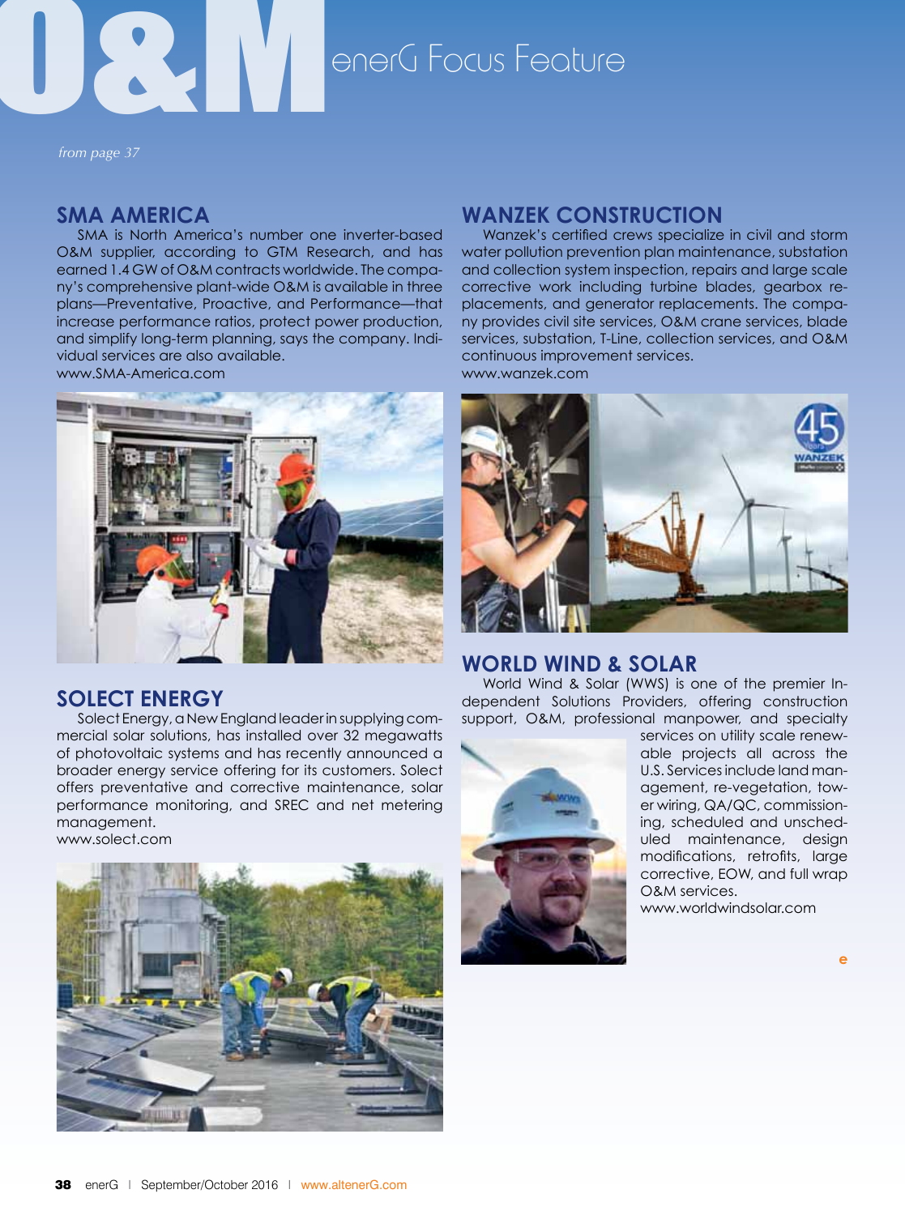# O&M enerG Focus Feature

*from page 37*

## SMA AMERICA

SMA is North America's number one inverter-based O&M supplier, according to GTM Research, and has earned 1.4 GW of O&M contracts worldwide. The company's comprehensive plant-wide O&M is available in three plans—Preventative, Proactive, and Performance—that increase performance ratios, protect power production, and simplify long-term planning, says the company. Individual services are also available.
www.SMA-America.com

## SOLECT ENERGY

Solect Energy, a New England leader in supplying commercial solar solutions, has installed over 32 megawatts of photovoltaic systems and has recently announced a broader energy service offering for its customers. Solect offers preventative and corrective maintenance, solar performance monitoring, and SREC and net metering management.
www.solect.com

## WANZEK CONSTRUCTION

Wanzek's certified crews specialize in civil and storm water pollution prevention plan maintenance, substation and collection system inspection, repairs and large scale corrective work including turbine blades, gearbox replacements, and generator replacements. The company provides civil site services, O&M crane services, blade services, substation, T-Line, collection services, and O&M continuous improvement services.
www.wanzek.com

## WORLD WIND & SOLAR

World Wind & Solar (WWS) is one of the premier Independent Solutions Providers, offering construction support, O&M, professional manpower, and specialty services on utility scale renewable projects all across the U.S. Services include land management, re-vegetation, tower wiring, QA/QC, commissioning, scheduled and unscheduled maintenance, design modifications, retrofits, large corrective, EOW, and full wrap O&M services.
www.worldwindsolar.com